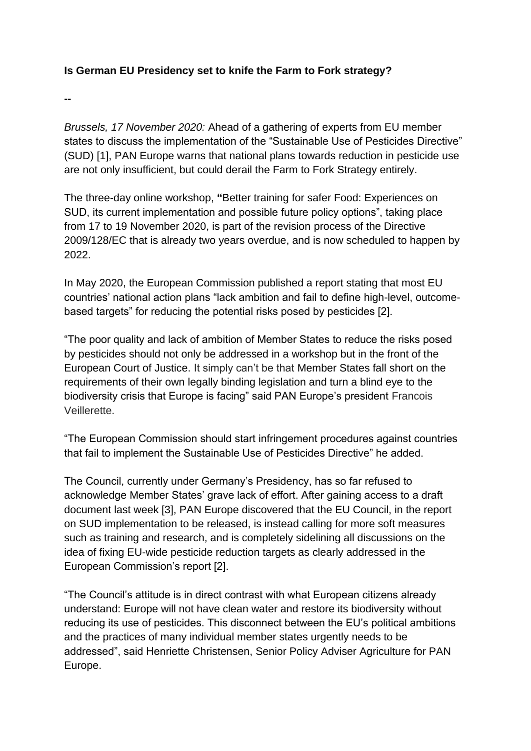**Is German EU Presidency set to knife the Farm to Fork strategy?**

**--**

*Brussels, 17 November 2020:* Ahead of a gathering of experts from EU member states to discuss the implementation of the "Sustainable Use of Pesticides Directive" (SUD) [1], PAN Europe warns that national plans towards reduction in pesticide use are not only insufficient, but could derail the Farm to Fork Strategy entirely.

The three-day online workshop, **"**Better training for safer Food: Experiences on SUD, its current implementation and possible future policy options", taking place from 17 to 19 November 2020, is part of the revision process of the Directive 2009/128/EC that is already two years overdue, and is now scheduled to happen by 2022.

In May 2020, the European Commission published a report stating that most EU countries' national action plans "lack ambition and fail to define high-level, outcome-based targets" for reducing the potential risks posed by pesticides [2].

"The poor quality and lack of ambition of Member States to reduce the risks posed by pesticides should not only be addressed in a workshop but in the front of the European Court of Justice. It simply can't be that Member States fall short on the requirements of their own legally binding legislation and turn a blind eye to the biodiversity crisis that Europe is facing" said PAN Europe's president Francois Veillerette.

"The European Commission should start infringement procedures against countries that fail to implement the Sustainable Use of Pesticides Directive" he added.

The Council, currently under Germany's Presidency, has so far refused to acknowledge Member States' grave lack of effort. After gaining access to a draft document last week [3], PAN Europe discovered that the EU Council, in the report on SUD implementation to be released, is instead calling for more soft measures such as training and research, and is completely sidelining all discussions on the idea of fixing EU-wide pesticide reduction targets as clearly addressed in the European Commission's report [2].

"The Council's attitude is in direct contrast with what European citizens already understand: Europe will not have clean water and restore its biodiversity without reducing its use of pesticides. This disconnect between the EU's political ambitions and the practices of many individual member states urgently needs to be addressed", said Henriette Christensen, Senior Policy Adviser Agriculture for PAN Europe.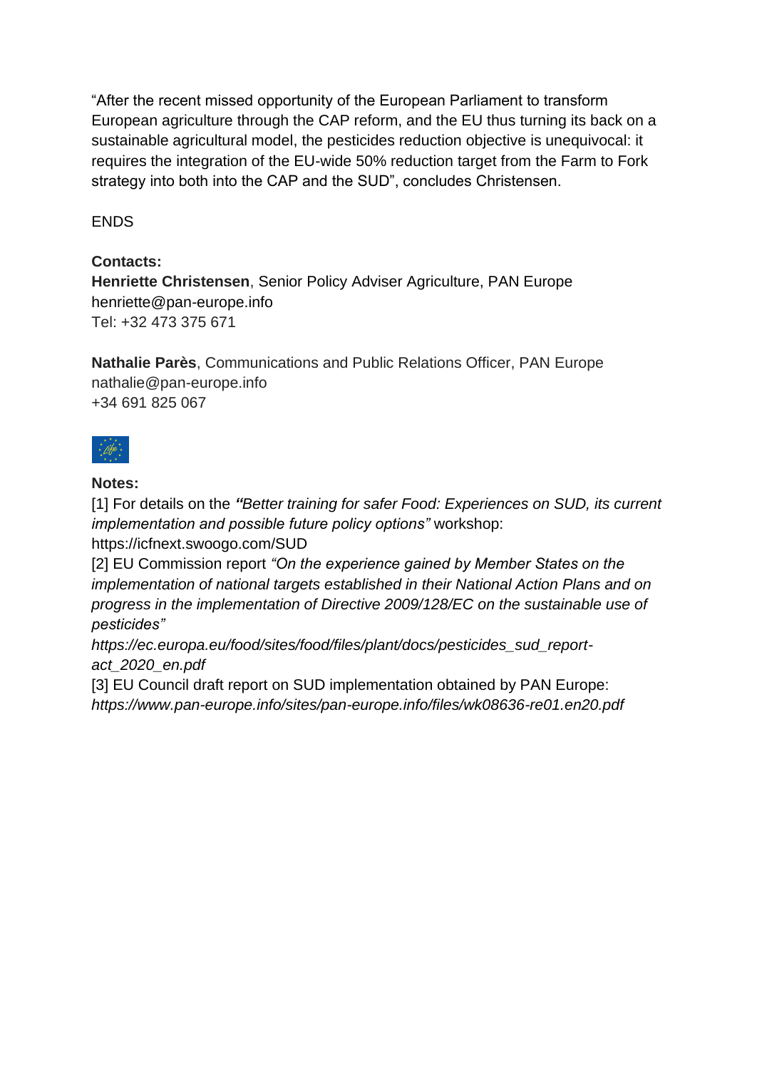"After the recent missed opportunity of the European Parliament to transform European agriculture through the CAP reform, and the EU thus turning its back on a sustainable agricultural model, the pesticides reduction objective is unequivocal: it requires the integration of the EU-wide 50% reduction target from the Farm to Fork strategy into both into the CAP and the SUD", concludes Christensen.

ENDS

**Contacts:**
**Henriette Christensen**, Senior Policy Adviser Agriculture, PAN Europe
henriette@pan-europe.info
Tel: +32 473 375 671

**Nathalie Parès**, Communications and Public Relations Officer, PAN Europe
nathalie@pan-europe.info
+34 691 825 067

**Notes:**
[1] For details on the ***"****Better training for safer Food: Experiences on SUD, its current implementation and possible future policy options"* workshop:
https://icfnext.swoogo.com/SUD
[2] EU Commission report *"On the experience gained by Member States on the implementation of national targets established in their National Action Plans and on progress in the implementation of Directive 2009/128/EC on the sustainable use of pesticides"*
*https://ec.europa.eu/food/sites/food/files/plant/docs/pesticides_sud_report-act_2020_en.pdf*
[3] EU Council draft report on SUD implementation obtained by PAN Europe:
*https://www.pan-europe.info/sites/pan-europe.info/files/wk08636-re01.en20.pdf*